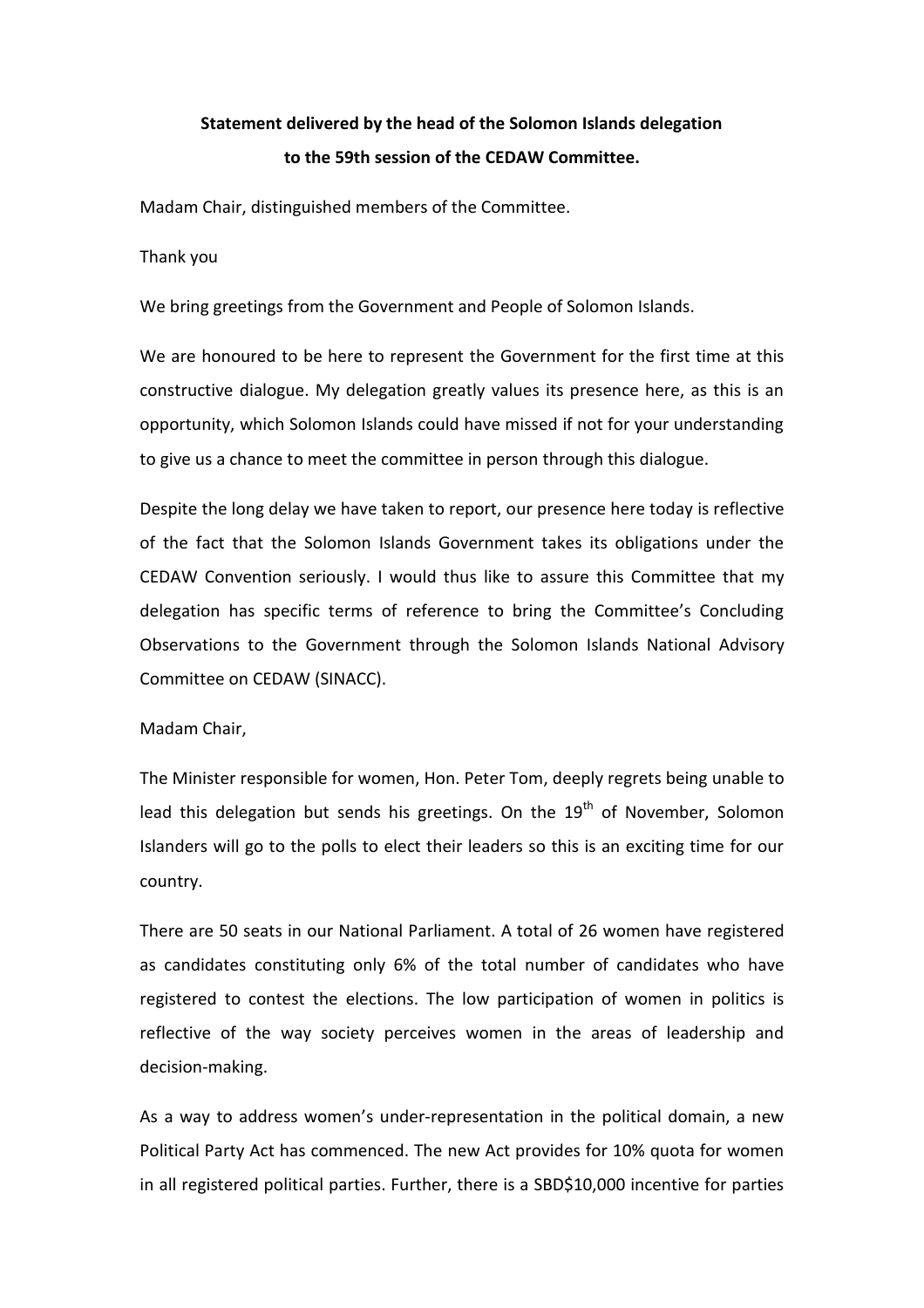**Statement delivered by the head of the Solomon Islands delegation to the 59th session of the CEDAW Committee.**

Madam Chair, distinguished members of the Committee.

Thank you

We bring greetings from the Government and People of Solomon Islands.

We are honoured to be here to represent the Government for the first time at this constructive dialogue. My delegation greatly values its presence here, as this is an opportunity, which Solomon Islands could have missed if not for your understanding to give us a chance to meet the committee in person through this dialogue.

Despite the long delay we have taken to report, our presence here today is reflective of the fact that the Solomon Islands Government takes its obligations under the CEDAW Convention seriously. I would thus like to assure this Committee that my delegation has specific terms of reference to bring the Committee's Concluding Observations to the Government through the Solomon Islands National Advisory Committee on CEDAW (SINACC).

Madam Chair,

The Minister responsible for women, Hon. Peter Tom, deeply regrets being unable to lead this delegation but sends his greetings. On the 19th of November, Solomon Islanders will go to the polls to elect their leaders so this is an exciting time for our country.

There are 50 seats in our National Parliament. A total of 26 women have registered as candidates constituting only 6% of the total number of candidates who have registered to contest the elections. The low participation of women in politics is reflective of the way society perceives women in the areas of leadership and decision-making.

As a way to address women's under-representation in the political domain, a new Political Party Act has commenced. The new Act provides for 10% quota for women in all registered political parties. Further, there is a SBD$10,000 incentive for parties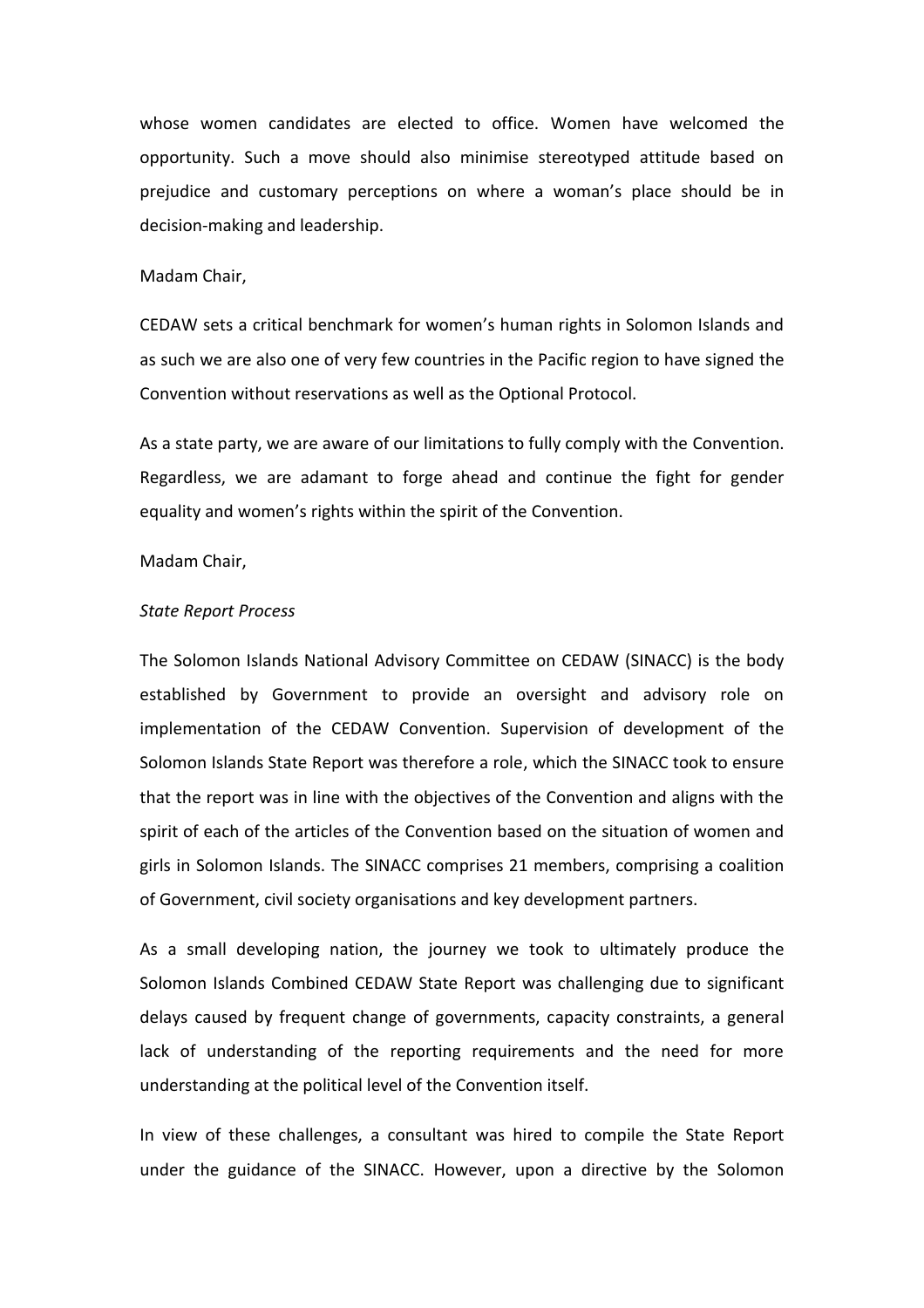whose women candidates are elected to office. Women have welcomed the opportunity. Such a move should also minimise stereotyped attitude based on prejudice and customary perceptions on where a woman's place should be in decision-making and leadership.

Madam Chair,

CEDAW sets a critical benchmark for women's human rights in Solomon Islands and as such we are also one of very few countries in the Pacific region to have signed the Convention without reservations as well as the Optional Protocol.

As a state party, we are aware of our limitations to fully comply with the Convention. Regardless, we are adamant to forge ahead and continue the fight for gender equality and women's rights within the spirit of the Convention.

Madam Chair,

*State Report Process*

The Solomon Islands National Advisory Committee on CEDAW (SINACC) is the body established by Government to provide an oversight and advisory role on implementation of the CEDAW Convention. Supervision of development of the Solomon Islands State Report was therefore a role, which the SINACC took to ensure that the report was in line with the objectives of the Convention and aligns with the spirit of each of the articles of the Convention based on the situation of women and girls in Solomon Islands. The SINACC comprises 21 members, comprising a coalition of Government, civil society organisations and key development partners.

As a small developing nation, the journey we took to ultimately produce the Solomon Islands Combined CEDAW State Report was challenging due to significant delays caused by frequent change of governments, capacity constraints, a general lack of understanding of the reporting requirements and the need for more understanding at the political level of the Convention itself.

In view of these challenges, a consultant was hired to compile the State Report under the guidance of the SINACC. However, upon a directive by the Solomon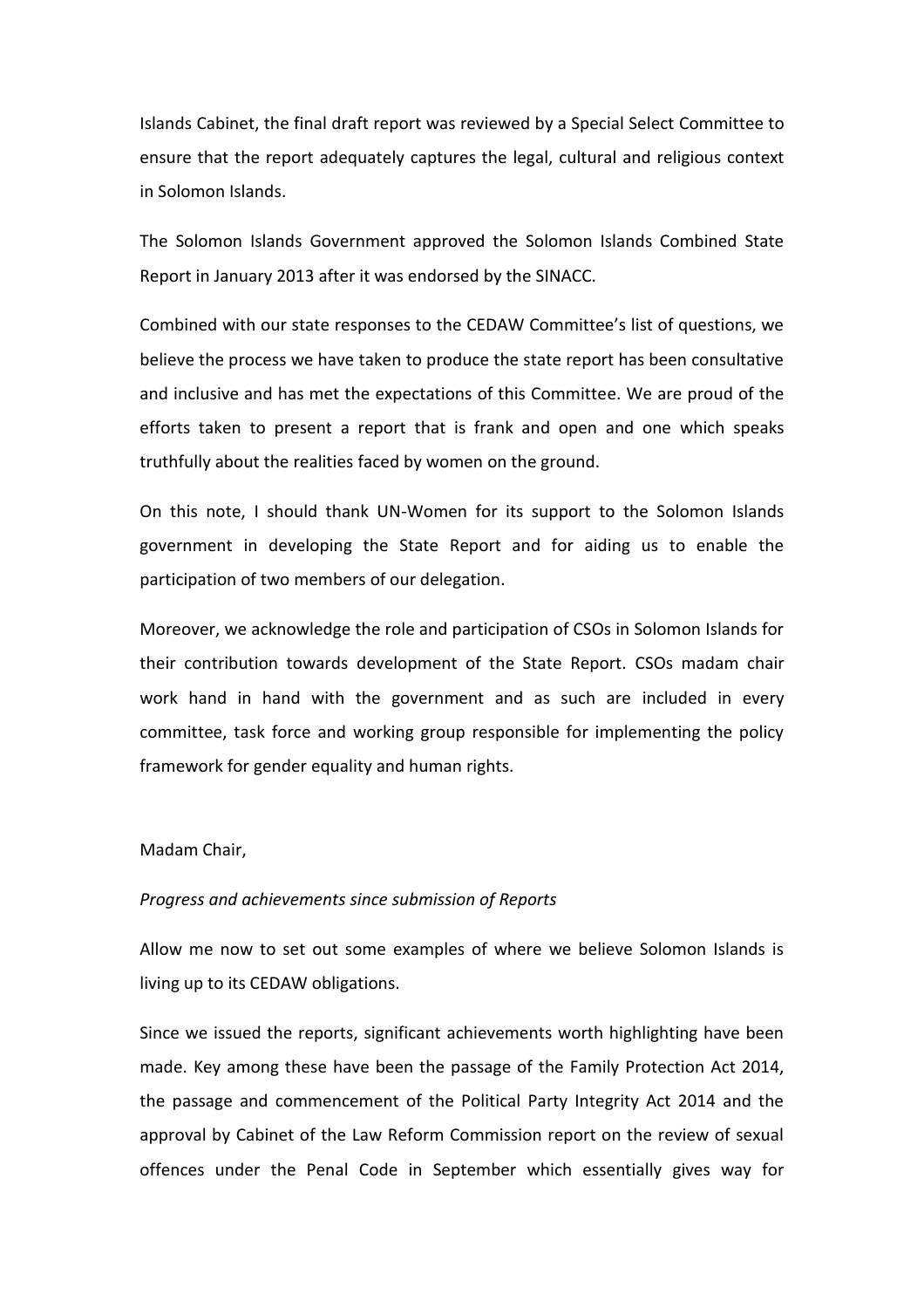Islands Cabinet, the final draft report was reviewed by a Special Select Committee to ensure that the report adequately captures the legal, cultural and religious context in Solomon Islands.

The Solomon Islands Government approved the Solomon Islands Combined State Report in January 2013 after it was endorsed by the SINACC.

Combined with our state responses to the CEDAW Committee's list of questions, we believe the process we have taken to produce the state report has been consultative and inclusive and has met the expectations of this Committee. We are proud of the efforts taken to present a report that is frank and open and one which speaks truthfully about the realities faced by women on the ground.

On this note, I should thank UN-Women for its support to the Solomon Islands government in developing the State Report and for aiding us to enable the participation of two members of our delegation.

Moreover, we acknowledge the role and participation of CSOs in Solomon Islands for their contribution towards development of the State Report. CSOs madam chair work hand in hand with the government and as such are included in every committee, task force and working group responsible for implementing the policy framework for gender equality and human rights.

Madam Chair,

*Progress and achievements since submission of Reports*

Allow me now to set out some examples of where we believe Solomon Islands is living up to its CEDAW obligations.

Since we issued the reports, significant achievements worth highlighting have been made. Key among these have been the passage of the Family Protection Act 2014, the passage and commencement of the Political Party Integrity Act 2014 and the approval by Cabinet of the Law Reform Commission report on the review of sexual offences under the Penal Code in September which essentially gives way for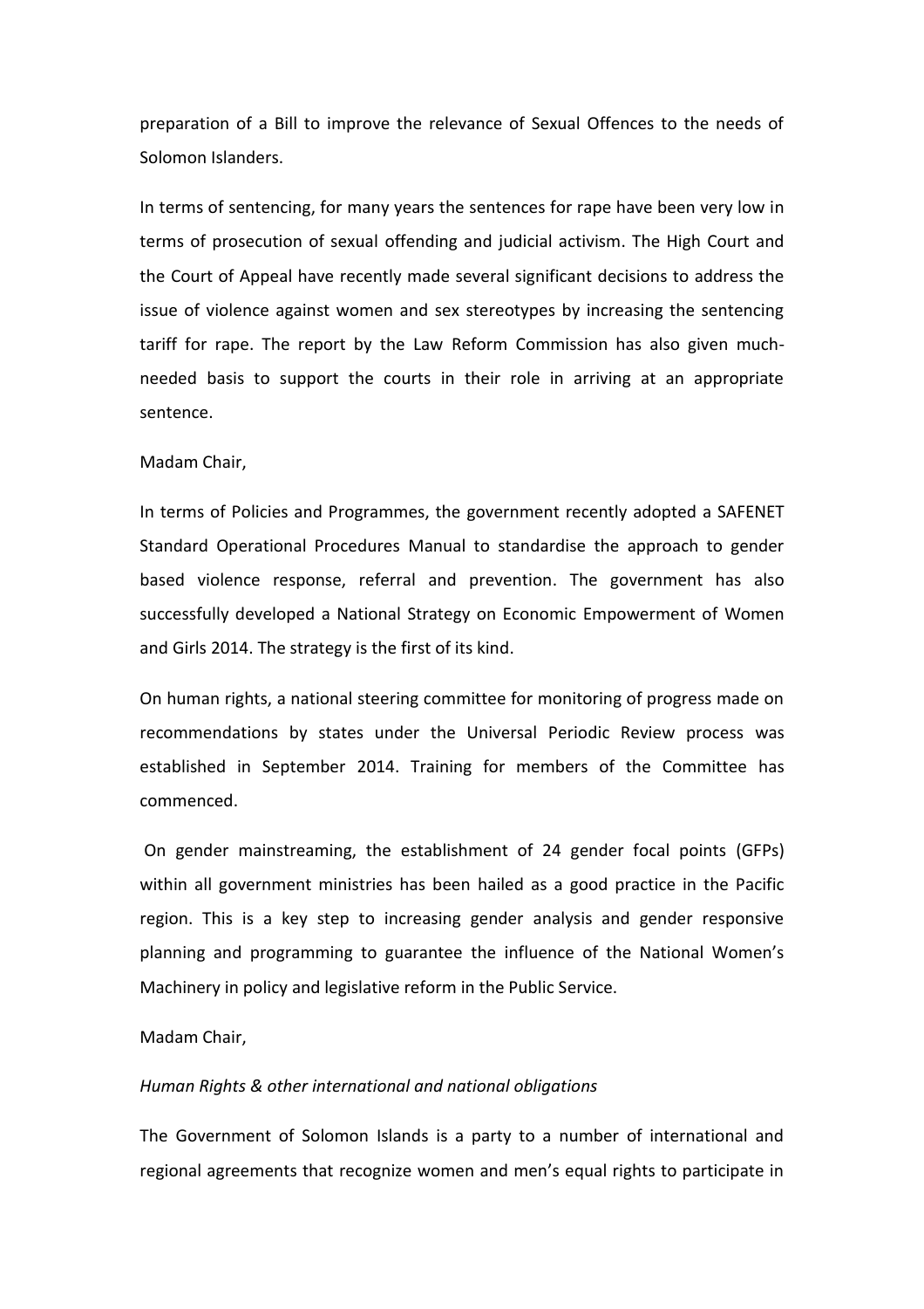preparation of a Bill to improve the relevance of Sexual Offences to the needs of Solomon Islanders.

In terms of sentencing, for many years the sentences for rape have been very low in terms of prosecution of sexual offending and judicial activism. The High Court and the Court of Appeal have recently made several significant decisions to address the issue of violence against women and sex stereotypes by increasing the sentencing tariff for rape. The report by the Law Reform Commission has also given much-needed basis to support the courts in their role in arriving at an appropriate sentence.

Madam Chair,

In terms of Policies and Programmes, the government recently adopted a SAFENET Standard Operational Procedures Manual to standardise the approach to gender based violence response, referral and prevention. The government has also successfully developed a National Strategy on Economic Empowerment of Women and Girls 2014. The strategy is the first of its kind.

On human rights, a national steering committee for monitoring of progress made on recommendations by states under the Universal Periodic Review process was established in September 2014. Training for members of the Committee has commenced.

On gender mainstreaming, the establishment of 24 gender focal points (GFPs) within all government ministries has been hailed as a good practice in the Pacific region. This is a key step to increasing gender analysis and gender responsive planning and programming to guarantee the influence of the National Women's Machinery in policy and legislative reform in the Public Service.

Madam Chair,

*Human Rights & other international and national obligations*

The Government of Solomon Islands is a party to a number of international and regional agreements that recognize women and men's equal rights to participate in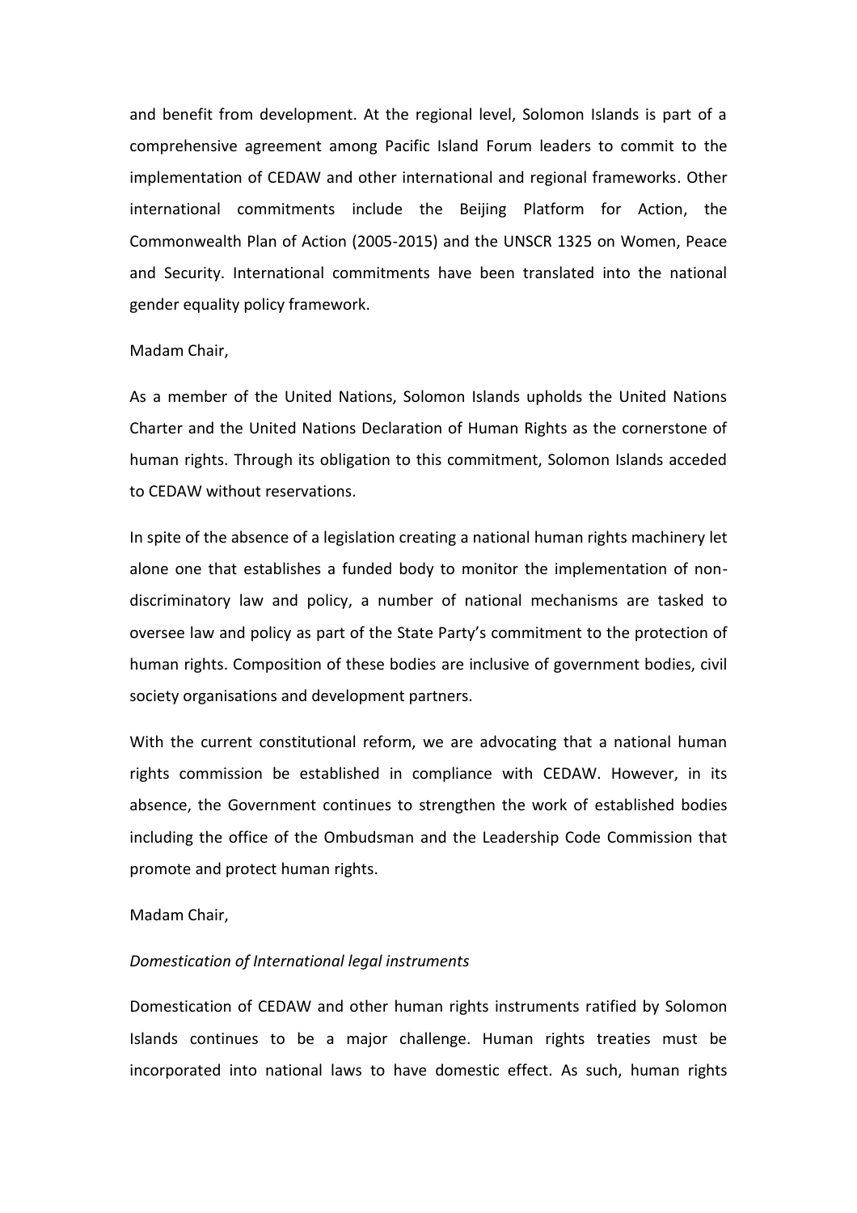and benefit from development. At the regional level, Solomon Islands is part of a comprehensive agreement among Pacific Island Forum leaders to commit to the implementation of CEDAW and other international and regional frameworks. Other international commitments include the Beijing Platform for Action, the Commonwealth Plan of Action (2005-2015) and the UNSCR 1325 on Women, Peace and Security. International commitments have been translated into the national gender equality policy framework.

Madam Chair,

As a member of the United Nations, Solomon Islands upholds the United Nations Charter and the United Nations Declaration of Human Rights as the cornerstone of human rights. Through its obligation to this commitment, Solomon Islands acceded to CEDAW without reservations.

In spite of the absence of a legislation creating a national human rights machinery let alone one that establishes a funded body to monitor the implementation of non-discriminatory law and policy, a number of national mechanisms are tasked to oversee law and policy as part of the State Party's commitment to the protection of human rights. Composition of these bodies are inclusive of government bodies, civil society organisations and development partners.

With the current constitutional reform, we are advocating that a national human rights commission be established in compliance with CEDAW. However, in its absence, the Government continues to strengthen the work of established bodies including the office of the Ombudsman and the Leadership Code Commission that promote and protect human rights.

Madam Chair,

*Domestication of International legal instruments*

Domestication of CEDAW and other human rights instruments ratified by Solomon Islands continues to be a major challenge. Human rights treaties must be incorporated into national laws to have domestic effect. As such, human rights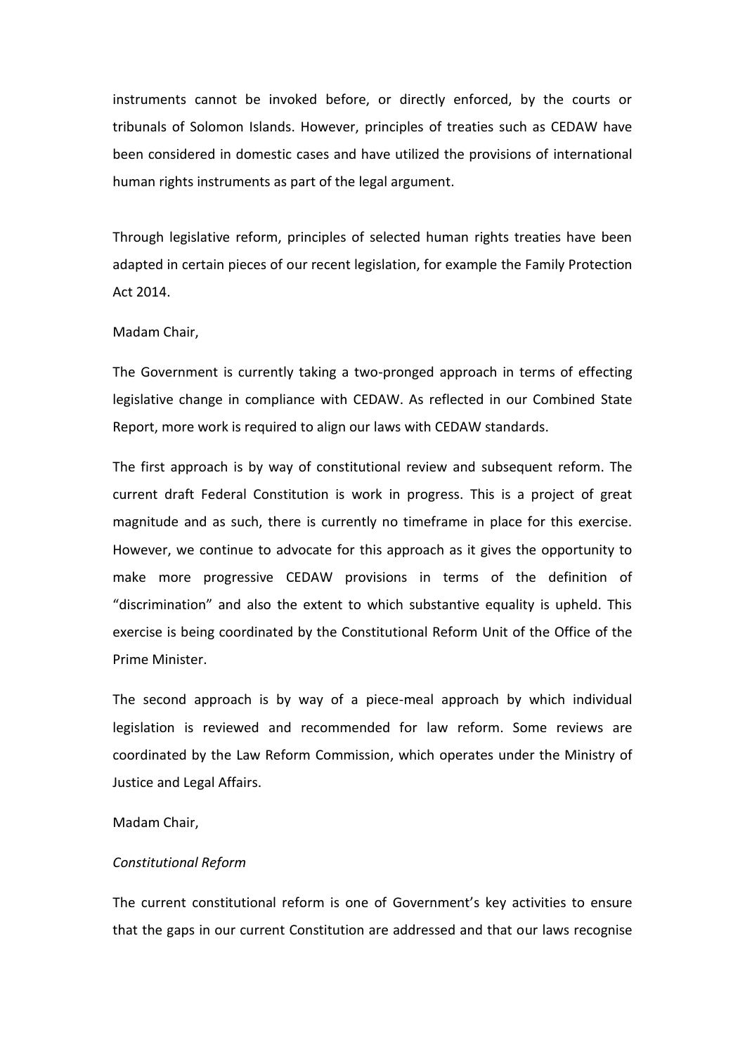instruments cannot be invoked before, or directly enforced, by the courts or tribunals of Solomon Islands. However, principles of treaties such as CEDAW have been considered in domestic cases and have utilized the provisions of international human rights instruments as part of the legal argument.

Through legislative reform, principles of selected human rights treaties have been adapted in certain pieces of our recent legislation, for example the Family Protection Act 2014.

Madam Chair,

The Government is currently taking a two-pronged approach in terms of effecting legislative change in compliance with CEDAW. As reflected in our Combined State Report, more work is required to align our laws with CEDAW standards.

The first approach is by way of constitutional review and subsequent reform. The current draft Federal Constitution is work in progress. This is a project of great magnitude and as such, there is currently no timeframe in place for this exercise. However, we continue to advocate for this approach as it gives the opportunity to make more progressive CEDAW provisions in terms of the definition of "discrimination" and also the extent to which substantive equality is upheld. This exercise is being coordinated by the Constitutional Reform Unit of the Office of the Prime Minister.

The second approach is by way of a piece-meal approach by which individual legislation is reviewed and recommended for law reform. Some reviews are coordinated by the Law Reform Commission, which operates under the Ministry of Justice and Legal Affairs.

Madam Chair,

*Constitutional Reform*

The current constitutional reform is one of Government's key activities to ensure that the gaps in our current Constitution are addressed and that our laws recognise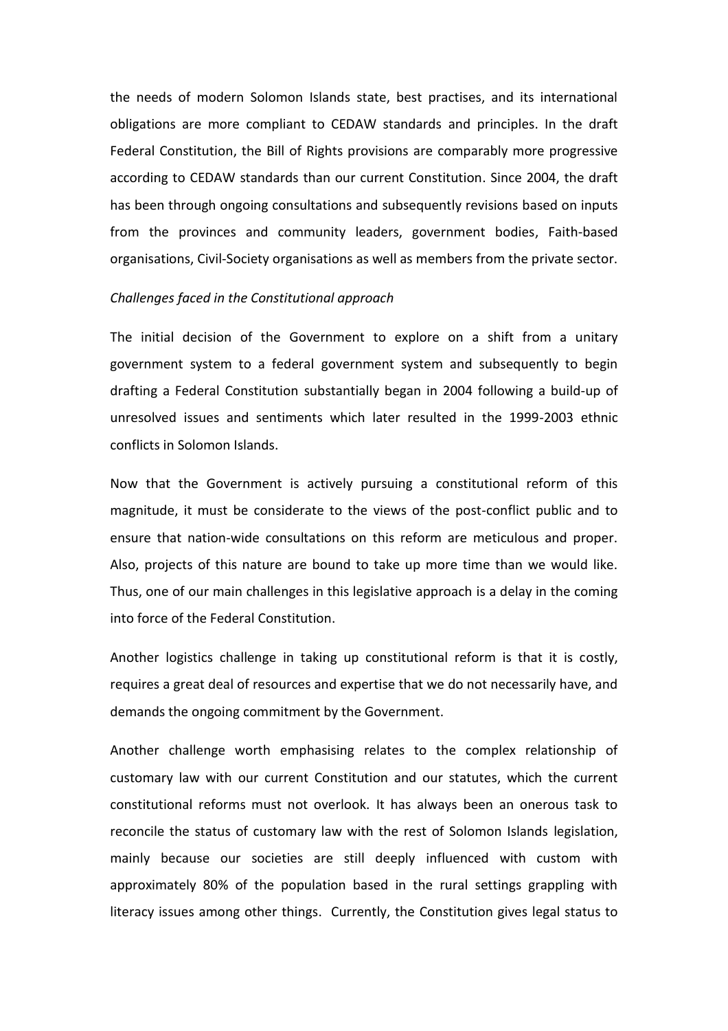the needs of modern Solomon Islands state, best practises, and its international obligations are more compliant to CEDAW standards and principles. In the draft Federal Constitution, the Bill of Rights provisions are comparably more progressive according to CEDAW standards than our current Constitution. Since 2004, the draft has been through ongoing consultations and subsequently revisions based on inputs from the provinces and community leaders, government bodies, Faith-based organisations, Civil-Society organisations as well as members from the private sector.

*Challenges faced in the Constitutional approach*

The initial decision of the Government to explore on a shift from a unitary government system to a federal government system and subsequently to begin drafting a Federal Constitution substantially began in 2004 following a build-up of unresolved issues and sentiments which later resulted in the 1999-2003 ethnic conflicts in Solomon Islands.

Now that the Government is actively pursuing a constitutional reform of this magnitude, it must be considerate to the views of the post-conflict public and to ensure that nation-wide consultations on this reform are meticulous and proper. Also, projects of this nature are bound to take up more time than we would like. Thus, one of our main challenges in this legislative approach is a delay in the coming into force of the Federal Constitution.

Another logistics challenge in taking up constitutional reform is that it is costly, requires a great deal of resources and expertise that we do not necessarily have, and demands the ongoing commitment by the Government.

Another challenge worth emphasising relates to the complex relationship of customary law with our current Constitution and our statutes, which the current constitutional reforms must not overlook. It has always been an onerous task to reconcile the status of customary law with the rest of Solomon Islands legislation, mainly because our societies are still deeply influenced with custom with approximately 80% of the population based in the rural settings grappling with literacy issues among other things. Currently, the Constitution gives legal status to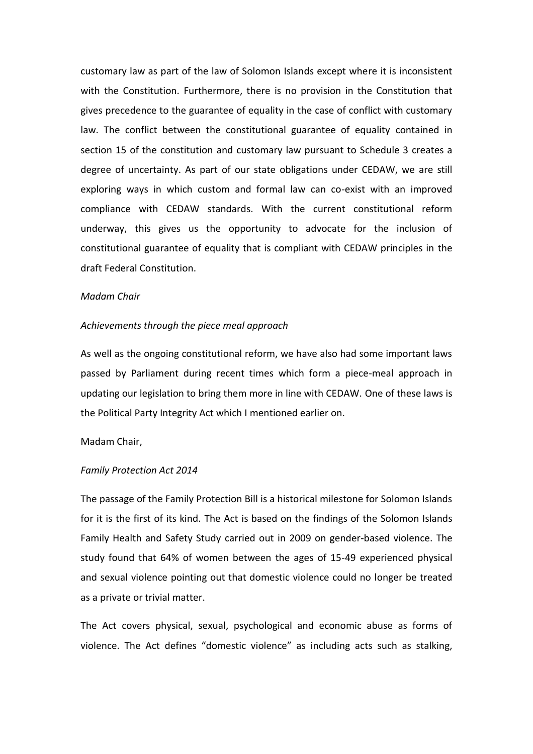customary law as part of the law of Solomon Islands except where it is inconsistent with the Constitution. Furthermore, there is no provision in the Constitution that gives precedence to the guarantee of equality in the case of conflict with customary law. The conflict between the constitutional guarantee of equality contained in section 15 of the constitution and customary law pursuant to Schedule 3 creates a degree of uncertainty. As part of our state obligations under CEDAW, we are still exploring ways in which custom and formal law can co-exist with an improved compliance with CEDAW standards. With the current constitutional reform underway, this gives us the opportunity to advocate for the inclusion of constitutional guarantee of equality that is compliant with CEDAW principles in the draft Federal Constitution.

*Madam Chair*

*Achievements through the piece meal approach*

As well as the ongoing constitutional reform, we have also had some important laws passed by Parliament during recent times which form a piece-meal approach in updating our legislation to bring them more in line with CEDAW. One of these laws is the Political Party Integrity Act which I mentioned earlier on.

Madam Chair,

*Family Protection Act 2014*

The passage of the Family Protection Bill is a historical milestone for Solomon Islands for it is the first of its kind. The Act is based on the findings of the Solomon Islands Family Health and Safety Study carried out in 2009 on gender-based violence. The study found that 64% of women between the ages of 15-49 experienced physical and sexual violence pointing out that domestic violence could no longer be treated as a private or trivial matter.

The Act covers physical, sexual, psychological and economic abuse as forms of violence. The Act defines "domestic violence" as including acts such as stalking,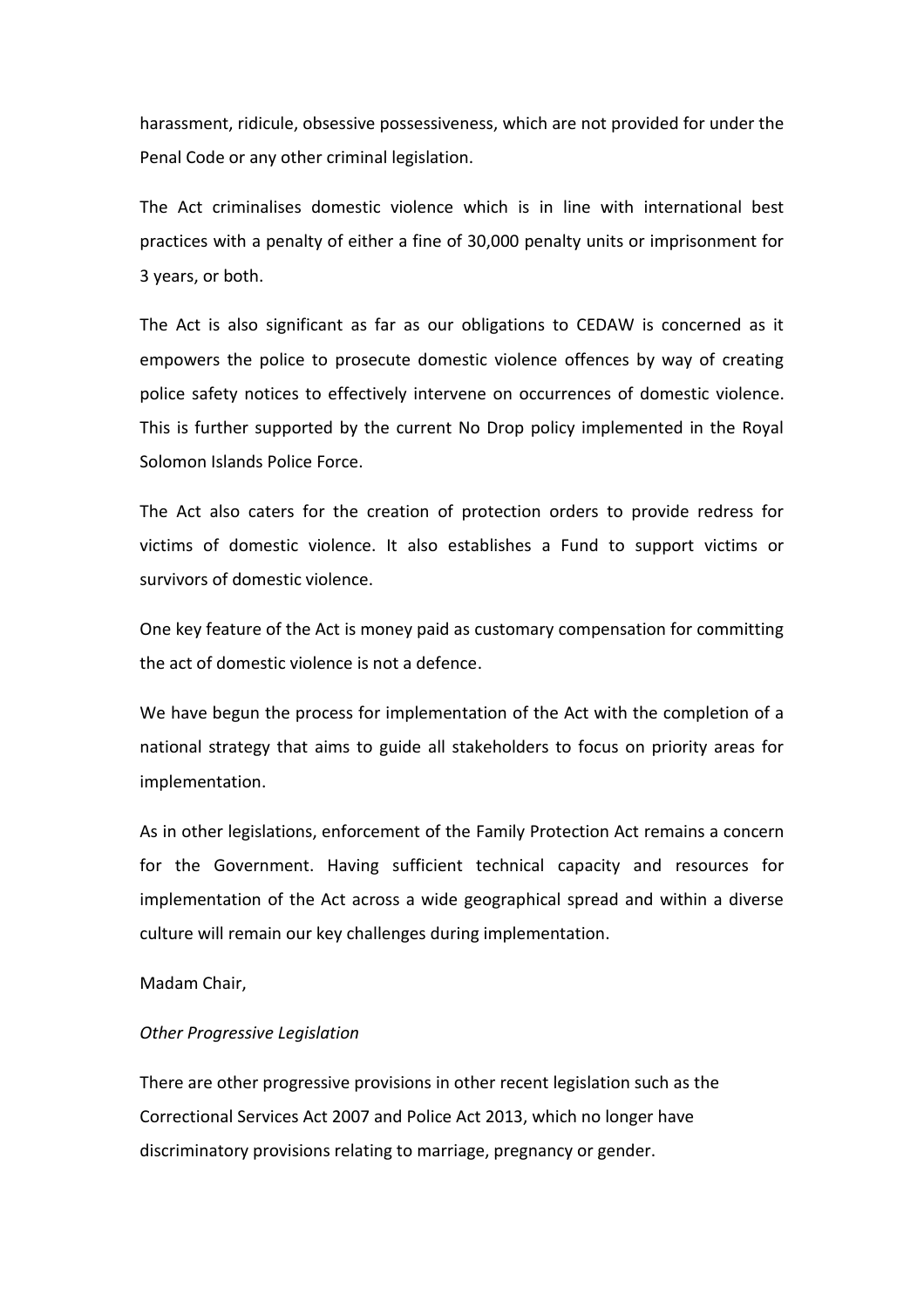harassment, ridicule, obsessive possessiveness, which are not provided for under the Penal Code or any other criminal legislation.

The Act criminalises domestic violence which is in line with international best practices with a penalty of either a fine of 30,000 penalty units or imprisonment for 3 years, or both.

The Act is also significant as far as our obligations to CEDAW is concerned as it empowers the police to prosecute domestic violence offences by way of creating police safety notices to effectively intervene on occurrences of domestic violence. This is further supported by the current No Drop policy implemented in the Royal Solomon Islands Police Force.

The Act also caters for the creation of protection orders to provide redress for victims of domestic violence. It also establishes a Fund to support victims or survivors of domestic violence.

One key feature of the Act is money paid as customary compensation for committing the act of domestic violence is not a defence.

We have begun the process for implementation of the Act with the completion of a national strategy that aims to guide all stakeholders to focus on priority areas for implementation.

As in other legislations, enforcement of the Family Protection Act remains a concern for the Government. Having sufficient technical capacity and resources for implementation of the Act across a wide geographical spread and within a diverse culture will remain our key challenges during implementation.

Madam Chair,

*Other Progressive Legislation*

There are other progressive provisions in other recent legislation such as the Correctional Services Act 2007 and Police Act 2013, which no longer have discriminatory provisions relating to marriage, pregnancy or gender.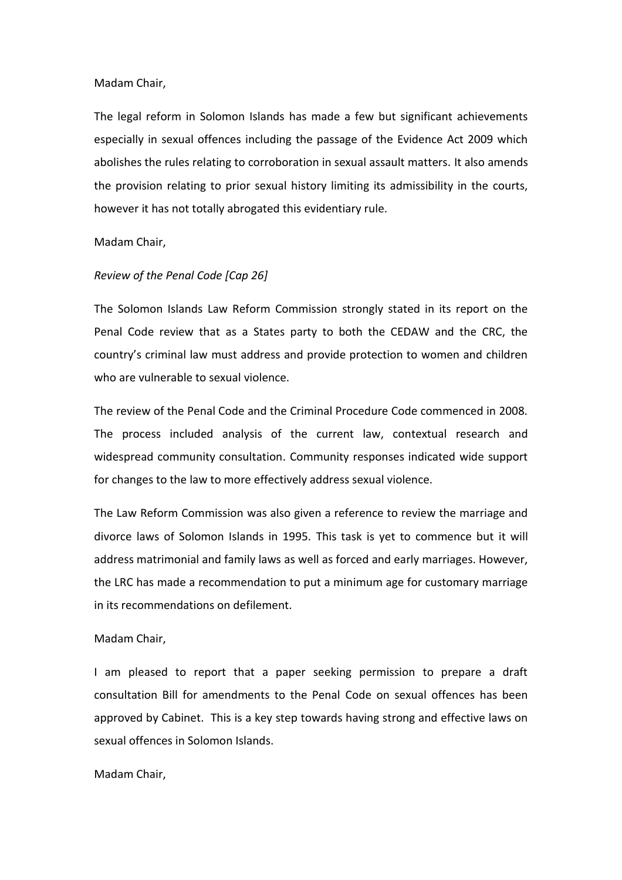Madam Chair,

The legal reform in Solomon Islands has made a few but significant achievements especially in sexual offences including the passage of the Evidence Act 2009 which abolishes the rules relating to corroboration in sexual assault matters. It also amends the provision relating to prior sexual history limiting its admissibility in the courts, however it has not totally abrogated this evidentiary rule.

Madam Chair,

*Review of the Penal Code [Cap 26]*

The Solomon Islands Law Reform Commission strongly stated in its report on the Penal Code review that as a States party to both the CEDAW and the CRC, the country's criminal law must address and provide protection to women and children who are vulnerable to sexual violence.

The review of the Penal Code and the Criminal Procedure Code commenced in 2008. The process included analysis of the current law, contextual research and widespread community consultation. Community responses indicated wide support for changes to the law to more effectively address sexual violence.

The Law Reform Commission was also given a reference to review the marriage and divorce laws of Solomon Islands in 1995. This task is yet to commence but it will address matrimonial and family laws as well as forced and early marriages. However, the LRC has made a recommendation to put a minimum age for customary marriage in its recommendations on defilement.

Madam Chair,

I am pleased to report that a paper seeking permission to prepare a draft consultation Bill for amendments to the Penal Code on sexual offences has been approved by Cabinet. This is a key step towards having strong and effective laws on sexual offences in Solomon Islands.

Madam Chair,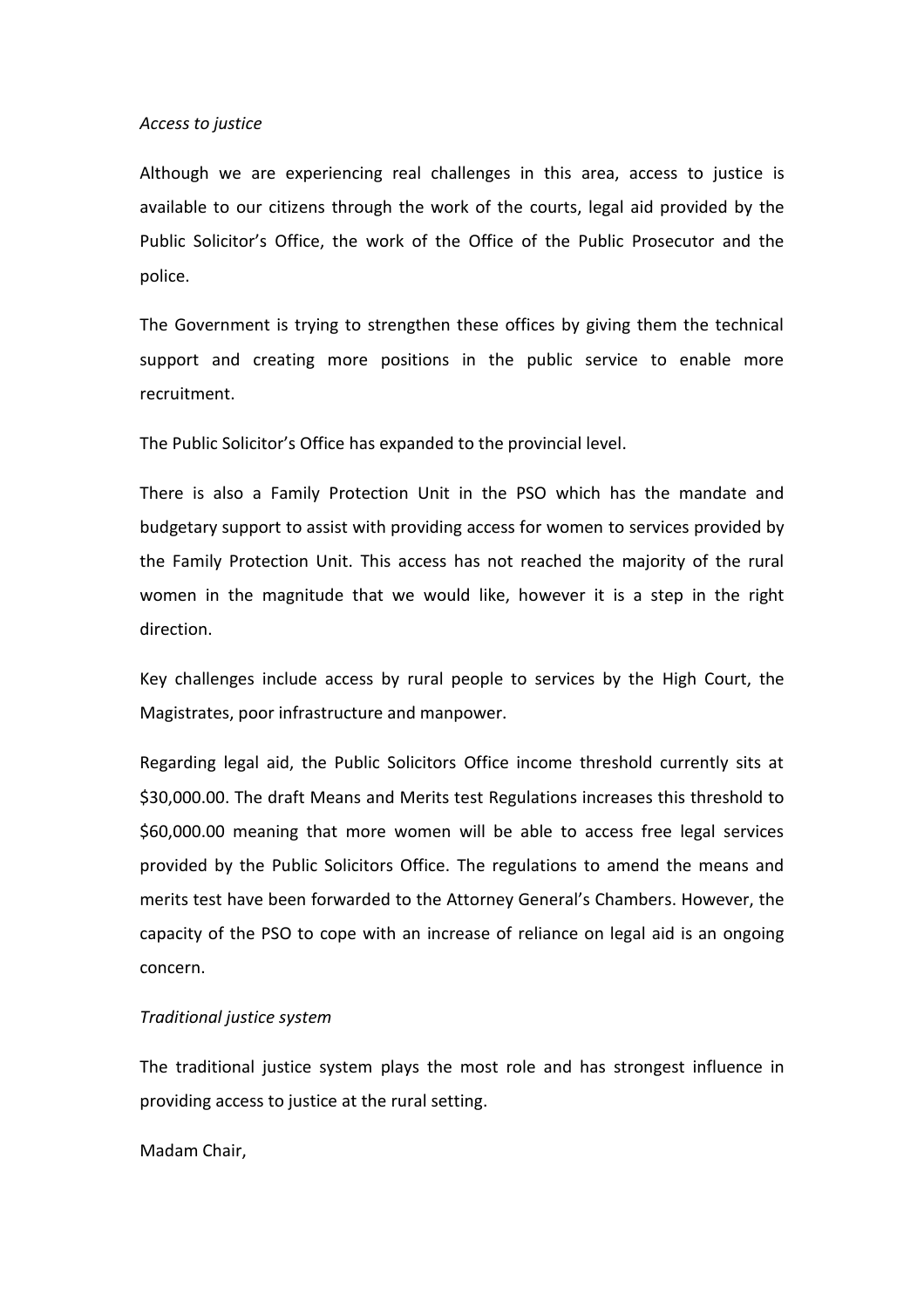*Access to justice*

Although we are experiencing real challenges in this area, access to justice is available to our citizens through the work of the courts, legal aid provided by the Public Solicitor's Office, the work of the Office of the Public Prosecutor and the police.

The Government is trying to strengthen these offices by giving them the technical support and creating more positions in the public service to enable more recruitment.

The Public Solicitor's Office has expanded to the provincial level.

There is also a Family Protection Unit in the PSO which has the mandate and budgetary support to assist with providing access for women to services provided by the Family Protection Unit. This access has not reached the majority of the rural women in the magnitude that we would like, however it is a step in the right direction.

Key challenges include access by rural people to services by the High Court, the Magistrates, poor infrastructure and manpower.

Regarding legal aid, the Public Solicitors Office income threshold currently sits at $30,000.00. The draft Means and Merits test Regulations increases this threshold to $60,000.00 meaning that more women will be able to access free legal services provided by the Public Solicitors Office. The regulations to amend the means and merits test have been forwarded to the Attorney General's Chambers. However, the capacity of the PSO to cope with an increase of reliance on legal aid is an ongoing concern.

*Traditional justice system*

The traditional justice system plays the most role and has strongest influence in providing access to justice at the rural setting.

Madam Chair,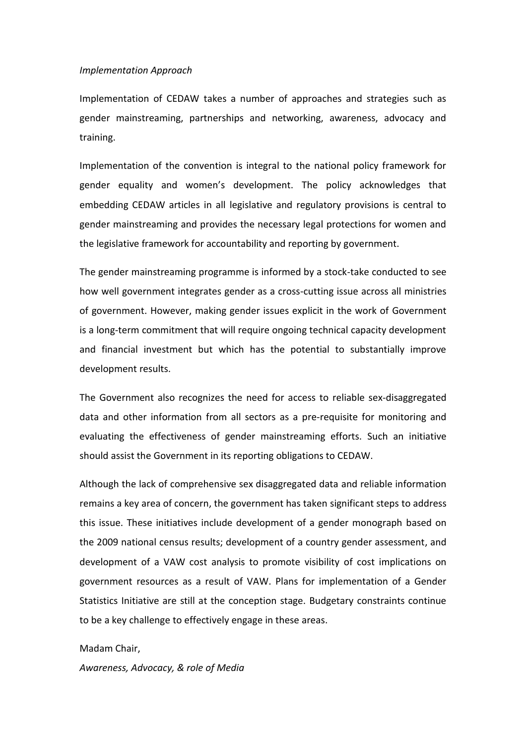*Implementation Approach*

Implementation of CEDAW takes a number of approaches and strategies such as gender mainstreaming, partnerships and networking, awareness, advocacy and training.

Implementation of the convention is integral to the national policy framework for gender equality and women's development. The policy acknowledges that embedding CEDAW articles in all legislative and regulatory provisions is central to gender mainstreaming and provides the necessary legal protections for women and the legislative framework for accountability and reporting by government.

The gender mainstreaming programme is informed by a stock-take conducted to see how well government integrates gender as a cross-cutting issue across all ministries of government. However, making gender issues explicit in the work of Government is a long-term commitment that will require ongoing technical capacity development and financial investment but which has the potential to substantially improve development results.

The Government also recognizes the need for access to reliable sex-disaggregated data and other information from all sectors as a pre-requisite for monitoring and evaluating the effectiveness of gender mainstreaming efforts. Such an initiative should assist the Government in its reporting obligations to CEDAW.

Although the lack of comprehensive sex disaggregated data and reliable information remains a key area of concern, the government has taken significant steps to address this issue. These initiatives include development of a gender monograph based on the 2009 national census results; development of a country gender assessment, and development of a VAW cost analysis to promote visibility of cost implications on government resources as a result of VAW. Plans for implementation of a Gender Statistics Initiative are still at the conception stage. Budgetary constraints continue to be a key challenge to effectively engage in these areas.

Madam Chair,

*Awareness, Advocacy, & role of Media*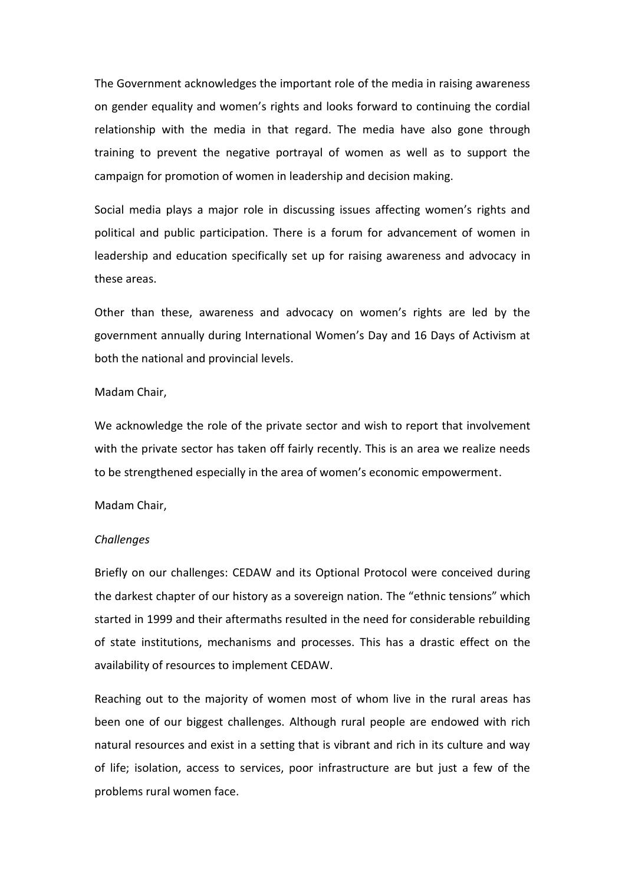The Government acknowledges the important role of the media in raising awareness on gender equality and women's rights and looks forward to continuing the cordial relationship with the media in that regard. The media have also gone through training to prevent the negative portrayal of women as well as to support the campaign for promotion of women in leadership and decision making.

Social media plays a major role in discussing issues affecting women's rights and political and public participation. There is a forum for advancement of women in leadership and education specifically set up for raising awareness and advocacy in these areas.

Other than these, awareness and advocacy on women's rights are led by the government annually during International Women's Day and 16 Days of Activism at both the national and provincial levels.

Madam Chair,

We acknowledge the role of the private sector and wish to report that involvement with the private sector has taken off fairly recently. This is an area we realize needs to be strengthened especially in the area of women's economic empowerment.

Madam Chair,

*Challenges*

Briefly on our challenges: CEDAW and its Optional Protocol were conceived during the darkest chapter of our history as a sovereign nation. The "ethnic tensions" which started in 1999 and their aftermaths resulted in the need for considerable rebuilding of state institutions, mechanisms and processes. This has a drastic effect on the availability of resources to implement CEDAW.

Reaching out to the majority of women most of whom live in the rural areas has been one of our biggest challenges. Although rural people are endowed with rich natural resources and exist in a setting that is vibrant and rich in its culture and way of life; isolation, access to services, poor infrastructure are but just a few of the problems rural women face.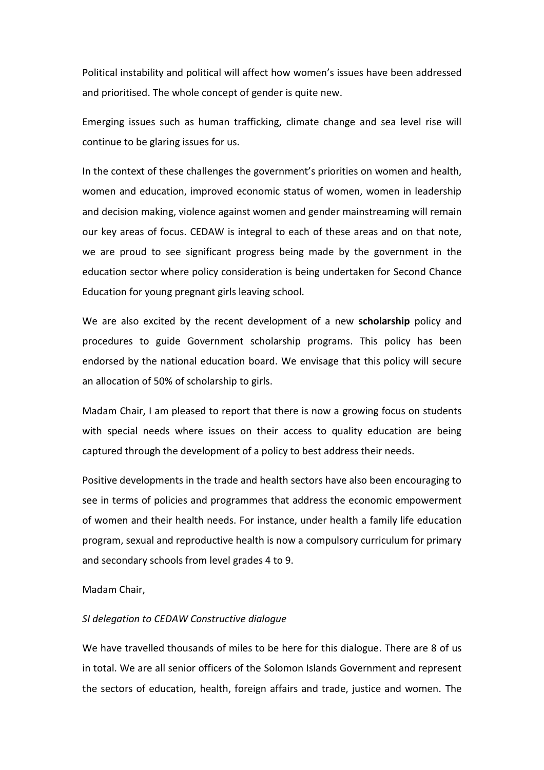Political instability and political will affect how women's issues have been addressed and prioritised. The whole concept of gender is quite new.

Emerging issues such as human trafficking, climate change and sea level rise will continue to be glaring issues for us.

In the context of these challenges the government's priorities on women and health, women and education, improved economic status of women, women in leadership and decision making, violence against women and gender mainstreaming will remain our key areas of focus. CEDAW is integral to each of these areas and on that note, we are proud to see significant progress being made by the government in the education sector where policy consideration is being undertaken for Second Chance Education for young pregnant girls leaving school.

We are also excited by the recent development of a new **scholarship** policy and procedures to guide Government scholarship programs. This policy has been endorsed by the national education board. We envisage that this policy will secure an allocation of 50% of scholarship to girls.

Madam Chair, I am pleased to report that there is now a growing focus on students with special needs where issues on their access to quality education are being captured through the development of a policy to best address their needs.

Positive developments in the trade and health sectors have also been encouraging to see in terms of policies and programmes that address the economic empowerment of women and their health needs. For instance, under health a family life education program, sexual and reproductive health is now a compulsory curriculum for primary and secondary schools from level grades 4 to 9.

Madam Chair,

*SI delegation to CEDAW Constructive dialogue*

We have travelled thousands of miles to be here for this dialogue. There are 8 of us in total. We are all senior officers of the Solomon Islands Government and represent the sectors of education, health, foreign affairs and trade, justice and women. The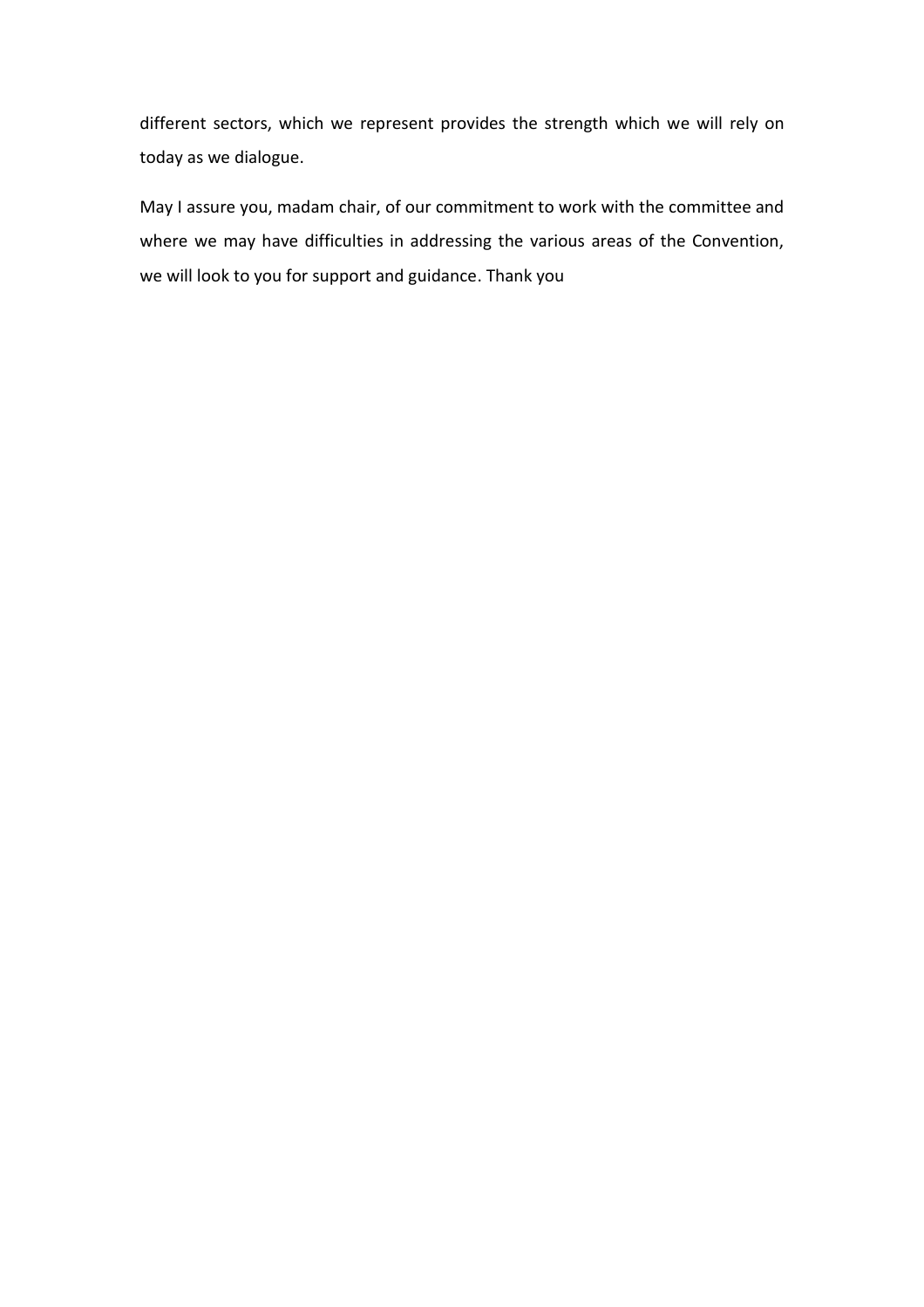different sectors, which we represent provides the strength which we will rely on today as we dialogue.

May I assure you, madam chair, of our commitment to work with the committee and where we may have difficulties in addressing the various areas of the Convention, we will look to you for support and guidance. Thank you